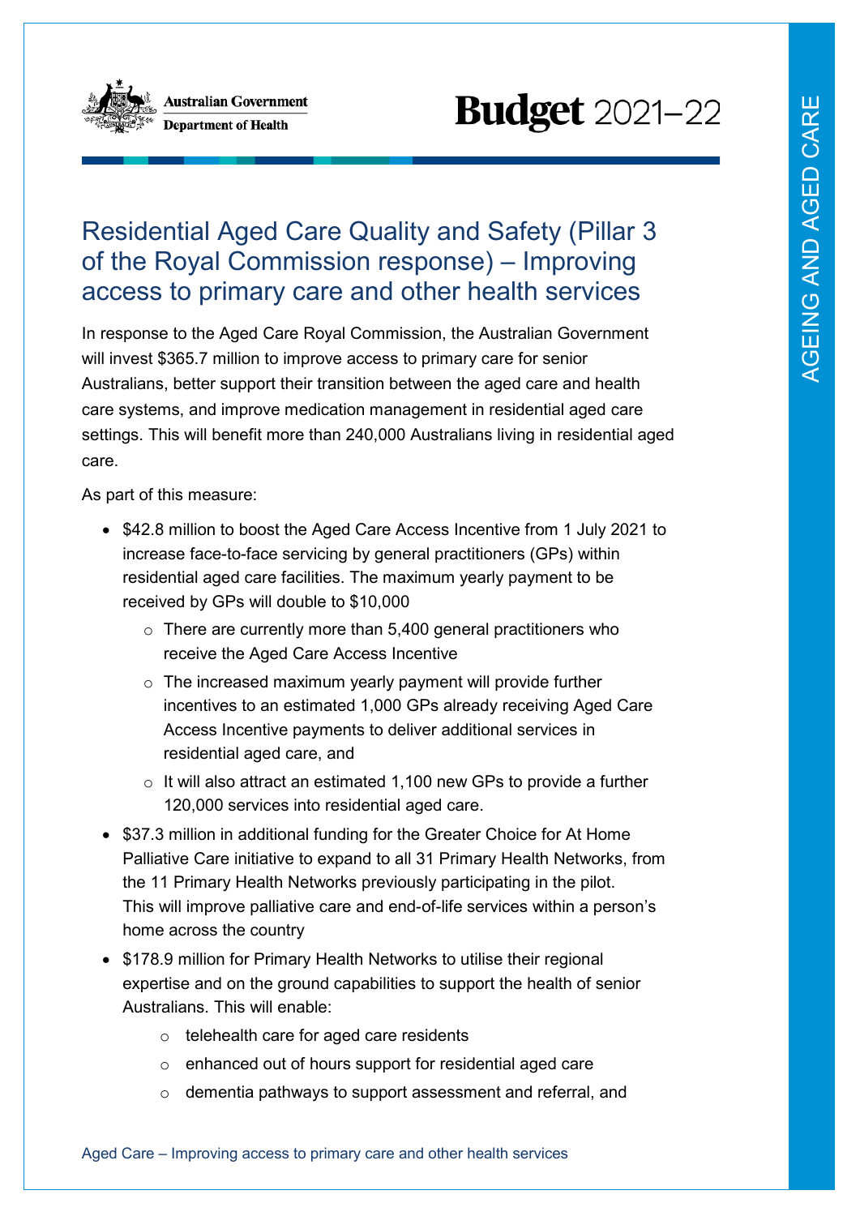Australian Government
Department of Health

# Budget 2021–22

AGEING AND AGED CARE

## Residential Aged Care Quality and Safety (Pillar 3 of the Royal Commission response) – Improving access to primary care and other health services

In response to the Aged Care Royal Commission, the Australian Government will invest $365.7 million to improve access to primary care for senior Australians, better support their transition between the aged care and health care systems, and improve medication management in residential aged care settings. This will benefit more than 240,000 Australians living in residential aged care.

As part of this measure:

- $42.8 million to boost the Aged Care Access Incentive from 1 July 2021 to increase face-to-face servicing by general practitioners (GPs) within residential aged care facilities. The maximum yearly payment to be received by GPs will double to $10,000
  - There are currently more than 5,400 general practitioners who receive the Aged Care Access Incentive
  - The increased maximum yearly payment will provide further incentives to an estimated 1,000 GPs already receiving Aged Care Access Incentive payments to deliver additional services in residential aged care, and
  - It will also attract an estimated 1,100 new GPs to provide a further 120,000 services into residential aged care.
- $37.3 million in additional funding for the Greater Choice for At Home Palliative Care initiative to expand to all 31 Primary Health Networks, from the 11 Primary Health Networks previously participating in the pilot. This will improve palliative care and end-of-life services within a person's home across the country
- $178.9 million for Primary Health Networks to utilise their regional expertise and on the ground capabilities to support the health of senior Australians. This will enable:
  - telehealth care for aged care residents
  - enhanced out of hours support for residential aged care
  - dementia pathways to support assessment and referral, and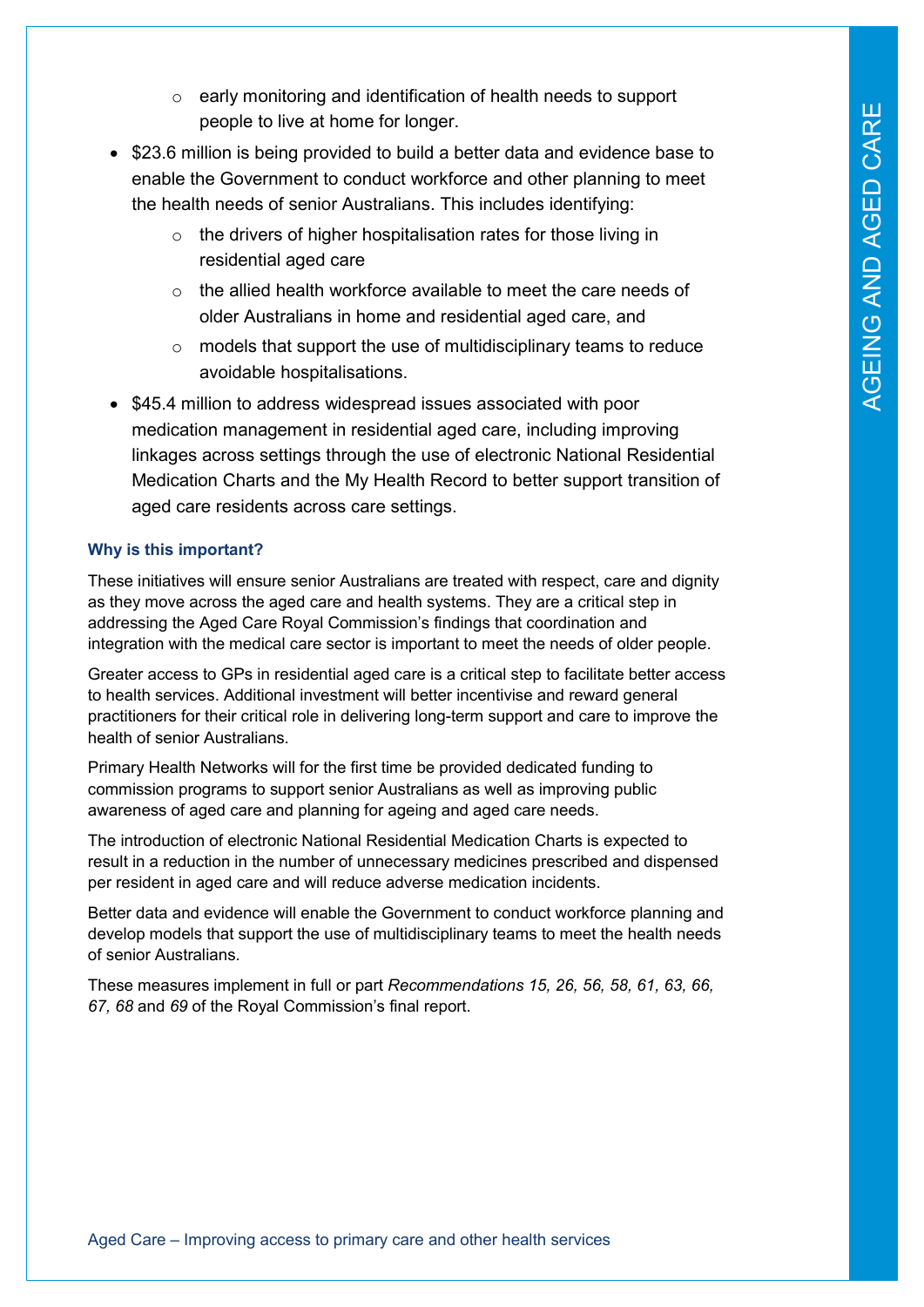- early monitoring and identification of health needs to support people to live at home for longer.

- $23.6 million is being provided to build a better data and evidence base to enable the Government to conduct workforce and other planning to meet the health needs of senior Australians. This includes identifying:
    - the drivers of higher hospitalisation rates for those living in residential aged care
    - the allied health workforce available to meet the care needs of older Australians in home and residential aged care, and
    - models that support the use of multidisciplinary teams to reduce avoidable hospitalisations.
- $45.4 million to address widespread issues associated with poor medication management in residential aged care, including improving linkages across settings through the use of electronic National Residential Medication Charts and the My Health Record to better support transition of aged care residents across care settings.

### Why is this important?

These initiatives will ensure senior Australians are treated with respect, care and dignity as they move across the aged care and health systems. They are a critical step in addressing the Aged Care Royal Commission's findings that coordination and integration with the medical care sector is important to meet the needs of older people.

Greater access to GPs in residential aged care is a critical step to facilitate better access to health services. Additional investment will better incentivise and reward general practitioners for their critical role in delivering long-term support and care to improve the health of senior Australians.

Primary Health Networks will for the first time be provided dedicated funding to commission programs to support senior Australians as well as improving public awareness of aged care and planning for ageing and aged care needs.

The introduction of electronic National Residential Medication Charts is expected to result in a reduction in the number of unnecessary medicines prescribed and dispensed per resident in aged care and will reduce adverse medication incidents.

Better data and evidence will enable the Government to conduct workforce planning and develop models that support the use of multidisciplinary teams to meet the health needs of senior Australians.

These measures implement in full or part *Recommendations 15, 26, 56, 58, 61, 63, 66, 67, 68* and *69* of the Royal Commission's final report.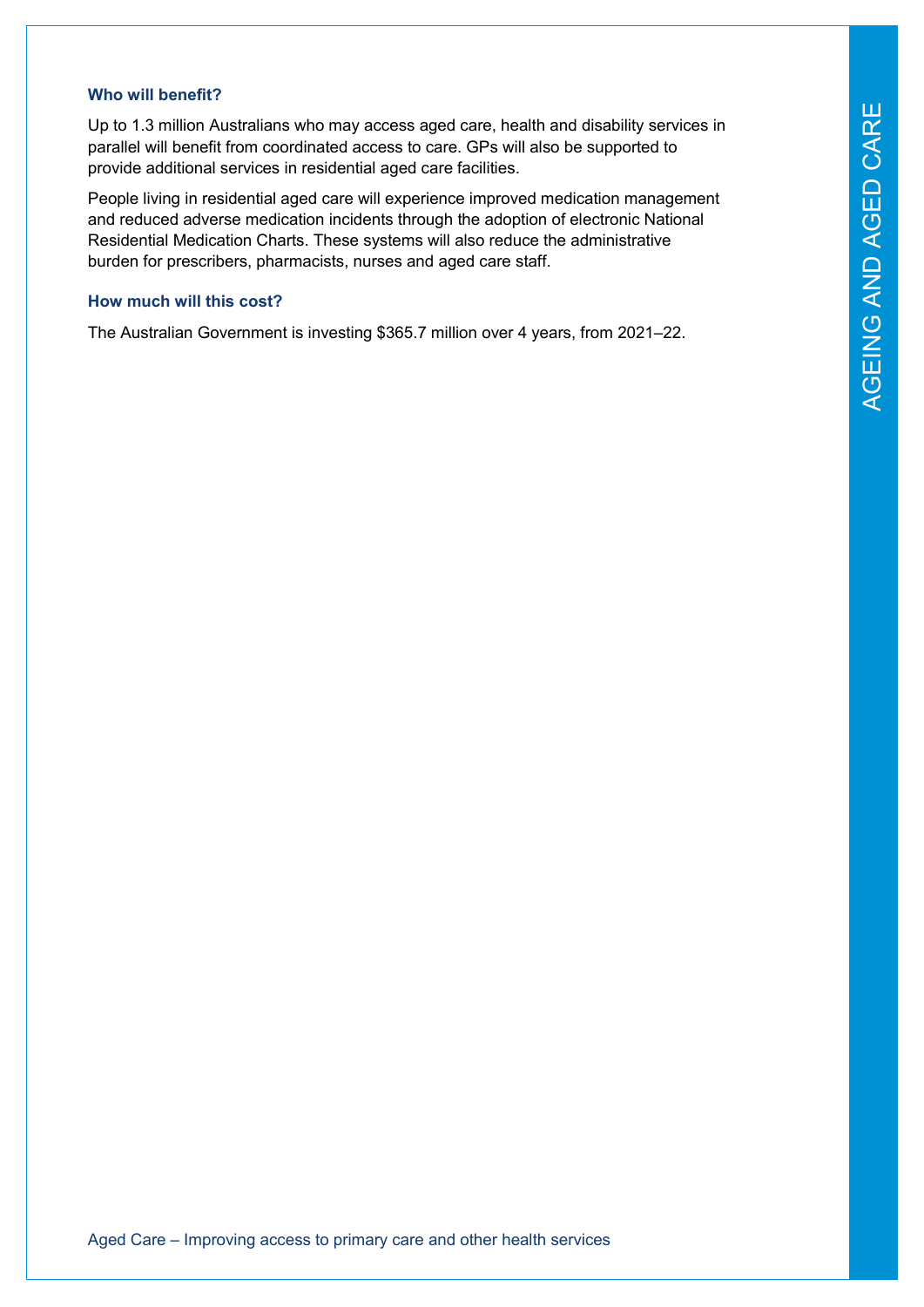### Who will benefit?

Up to 1.3 million Australians who may access aged care, health and disability services in parallel will benefit from coordinated access to care. GPs will also be supported to provide additional services in residential aged care facilities.

People living in residential aged care will experience improved medication management and reduced adverse medication incidents through the adoption of electronic National Residential Medication Charts. These systems will also reduce the administrative burden for prescribers, pharmacists, nurses and aged care staff.

### How much will this cost?

The Australian Government is investing $365.7 million over 4 years, from 2021–22.